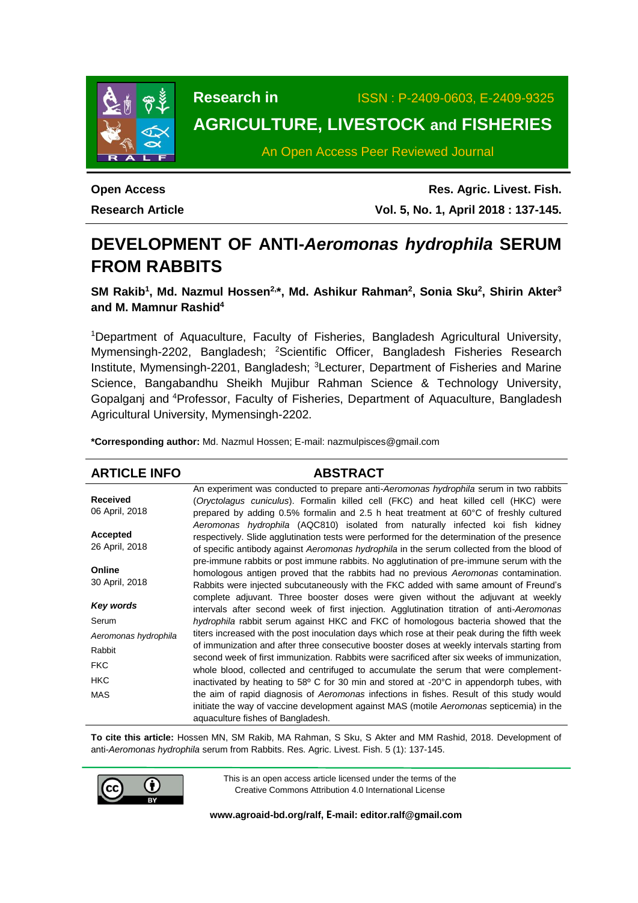**Research in** ISSN : P-2409-0603, E-2409-9325

**AGRICULTURE, LIVESTOCK and FISHERIES**

An Open Access Peer Reviewed Journal

**Open Access**

**Research Article**

**Res. Agric. Livest. Fish.**

**Vol. 5, No. 1, April 2018 : 137-145.**

# DEVELOPMENT OF ANTI-*Aeromonas hydrophila* SERUM FROM RABBITS

**SM Rakib[1], Md. Nazmul Hossen[2,*], Md. Ashikur Rahman[2], Sonia Sku[2], Shirin Akter[3] and M. Mamnur Rashid[4]**

[1]Department of Aquaculture, Faculty of Fisheries, Bangladesh Agricultural University, Mymensingh-2202, Bangladesh; [2]Scientific Officer, Bangladesh Fisheries Research Institute, Mymensingh-2201, Bangladesh; [3]Lecturer, Department of Fisheries and Marine Science, Bangabandhu Sheikh Mujibur Rahman Science & Technology University, Gopalganj and [4]Professor, Faculty of Fisheries, Department of Aquaculture, Bangladesh Agricultural University, Mymensingh-2202.

**\*Corresponding author:** Md. Nazmul Hossen; E-mail: nazmulpisces@gmail.com

## ARTICLE INFO

**Received**
06 April, 2018

**Accepted**
26 April, 2018

**Online**
30 April, 2018

***Key words***
Serum
*Aeromonas hydrophila*
Rabbit
FKC
HKC
MAS

## ABSTRACT

An experiment was conducted to prepare anti-*Aeromonas hydrophila* serum in two rabbits (*Oryctolagus cuniculus*). Formalin killed cell (FKC) and heat killed cell (HKC) were prepared by adding 0.5% formalin and 2.5 h heat treatment at 60°C of freshly cultured *Aeromonas hydrophila* (AQC810) isolated from naturally infected koi fish kidney respectively. Slide agglutination tests were performed for the determination of the presence of specific antibody against *Aeromonas hydrophila* in the serum collected from the blood of pre-immune rabbits or post immune rabbits. No agglutination of pre-immune serum with the homologous antigen proved that the rabbits had no previous *Aeromonas* contamination. Rabbits were injected subcutaneously with the FKC added with same amount of Freund's complete adjuvant. Three booster doses were given without the adjuvant at weekly intervals after second week of first injection. Agglutination titration of anti-*Aeromonas hydrophila* rabbit serum against HKC and FKC of homologous bacteria showed that the titers increased with the post inoculation days which rose at their peak during the fifth week of immunization and after three consecutive booster doses at weekly intervals starting from second week of first immunization. Rabbits were sacrificed after six weeks of immunization, whole blood, collected and centrifuged to accumulate the serum that were complement-inactivated by heating to 58º C for 30 min and stored at -20°C in appendorph tubes, with the aim of rapid diagnosis of *Aeromonas* infections in fishes. Result of this study would initiate the way of vaccine development against MAS (motile *Aeromonas* septicemia) in the aquaculture fishes of Bangladesh.

**To cite this article:** Hossen MN, SM Rakib, MA Rahman, S Sku, S Akter and MM Rashid, 2018. Development of anti-*Aeromonas hydrophila* serum from Rabbits. Res. Agric. Livest. Fish. 5 (1): 137-145.

This is an open access article licensed under the terms of the Creative Commons Attribution 4.0 International License

**www.agroaid-bd.org/ralf, E-mail: editor.ralf@gmail.com**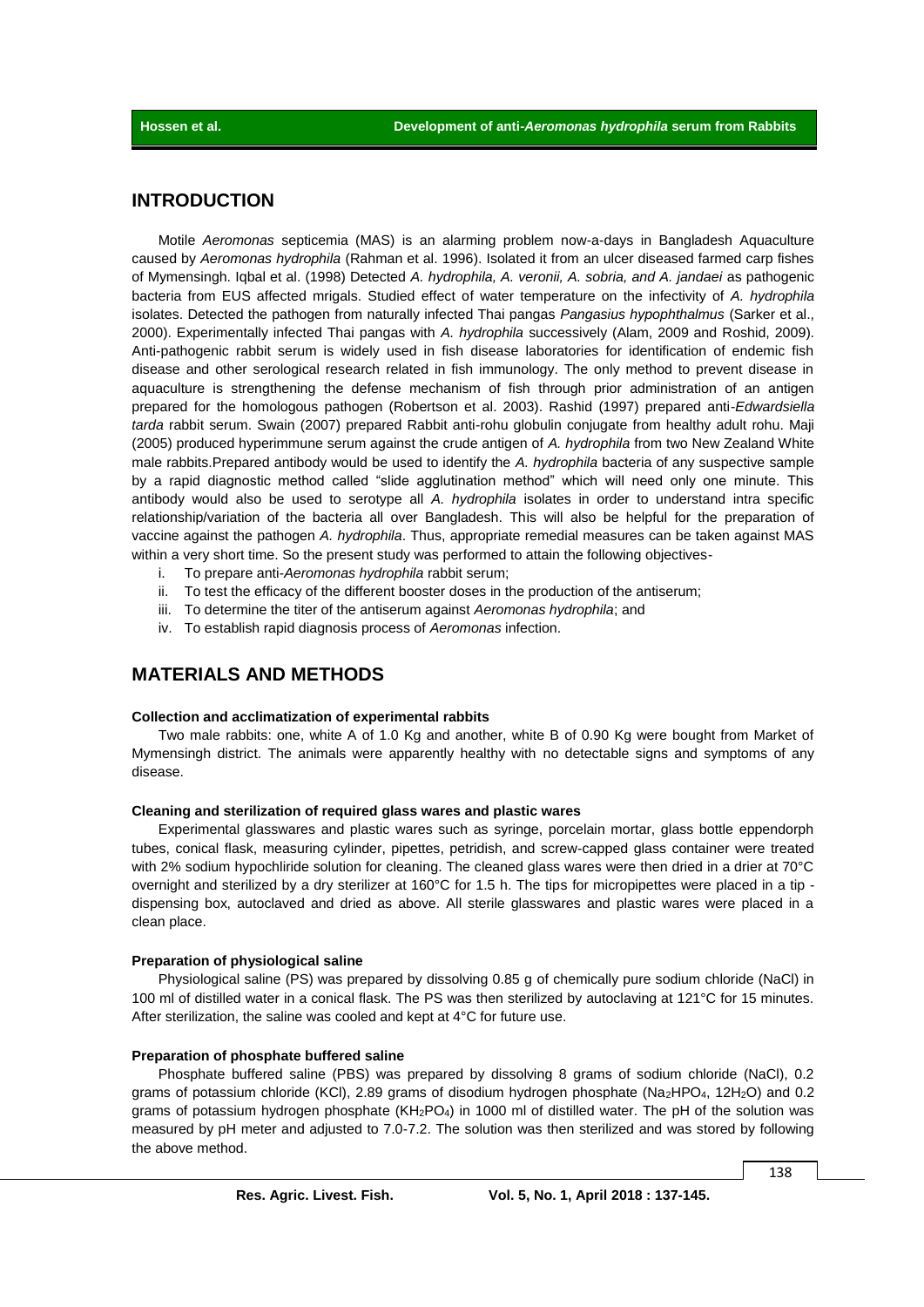## INTRODUCTION

Motile *Aeromonas* septicemia (MAS) is an alarming problem now-a-days in Bangladesh Aquaculture caused by *Aeromonas hydrophila* (Rahman et al. 1996). Isolated it from an ulcer diseased farmed carp fishes of Mymensingh. Iqbal et al. (1998) Detected *A. hydrophila, A. veronii, A. sobria, and A. jandaei* as pathogenic bacteria from EUS affected mrigals. Studied effect of water temperature on the infectivity of *A. hydrophila* isolates. Detected the pathogen from naturally infected Thai pangas *Pangasius hypophthalmus* (Sarker et al., 2000). Experimentally infected Thai pangas with *A. hydrophila* successively (Alam, 2009 and Roshid, 2009). Anti-pathogenic rabbit serum is widely used in fish disease laboratories for identification of endemic fish disease and other serological research related in fish immunology. The only method to prevent disease in aquaculture is strengthening the defense mechanism of fish through prior administration of an antigen prepared for the homologous pathogen (Robertson et al. 2003). Rashid (1997) prepared anti-*Edwardsiella tarda* rabbit serum. Swain (2007) prepared Rabbit anti-rohu globulin conjugate from healthy adult rohu. Maji (2005) produced hyperimmune serum against the crude antigen of *A. hydrophila* from two New Zealand White male rabbits.Prepared antibody would be used to identify the *A. hydrophila* bacteria of any suspective sample by a rapid diagnostic method called "slide agglutination method" which will need only one minute. This antibody would also be used to serotype all *A. hydrophila* isolates in order to understand intra specific relationship/variation of the bacteria all over Bangladesh. This will also be helpful for the preparation of vaccine against the pathogen *A. hydrophila*. Thus, appropriate remedial measures can be taken against MAS within a very short time. So the present study was performed to attain the following objectives-

i. To prepare anti-*Aeromonas hydrophila* rabbit serum;
ii. To test the efficacy of the different booster doses in the production of the antiserum;
iii. To determine the titer of the antiserum against *Aeromonas hydrophila*; and
iv. To establish rapid diagnosis process of *Aeromonas* infection.

## MATERIALS AND METHODS

### Collection and acclimatization of experimental rabbits

Two male rabbits: one, white A of 1.0 Kg and another, white B of 0.90 Kg were bought from Market of Mymensingh district. The animals were apparently healthy with no detectable signs and symptoms of any disease.

### Cleaning and sterilization of required glass wares and plastic wares

Experimental glasswares and plastic wares such as syringe, porcelain mortar, glass bottle eppendorph tubes, conical flask, measuring cylinder, pipettes, petridish, and screw-capped glass container were treated with 2% sodium hypochliride solution for cleaning. The cleaned glass wares were then dried in a drier at 70°C overnight and sterilized by a dry sterilizer at 160°C for 1.5 h. The tips for micropipettes were placed in a tip - dispensing box, autoclaved and dried as above. All sterile glasswares and plastic wares were placed in a clean place.

### Preparation of physiological saline

Physiological saline (PS) was prepared by dissolving 0.85 g of chemically pure sodium chloride (NaCl) in 100 ml of distilled water in a conical flask. The PS was then sterilized by autoclaving at 121°C for 15 minutes. After sterilization, the saline was cooled and kept at 4°C for future use.

### Preparation of phosphate buffered saline

Phosphate buffered saline (PBS) was prepared by dissolving 8 grams of sodium chloride (NaCl), 0.2 grams of potassium chloride (KCl), 2.89 grams of disodium hydrogen phosphate ($Na_2HPO_4$, $12H_2O$) and 0.2 grams of potassium hydrogen phosphate ($KH_2PO_4$) in 1000 ml of distilled water. The pH of the solution was measured by pH meter and adjusted to 7.0-7.2. The solution was then sterilized and was stored by following the above method.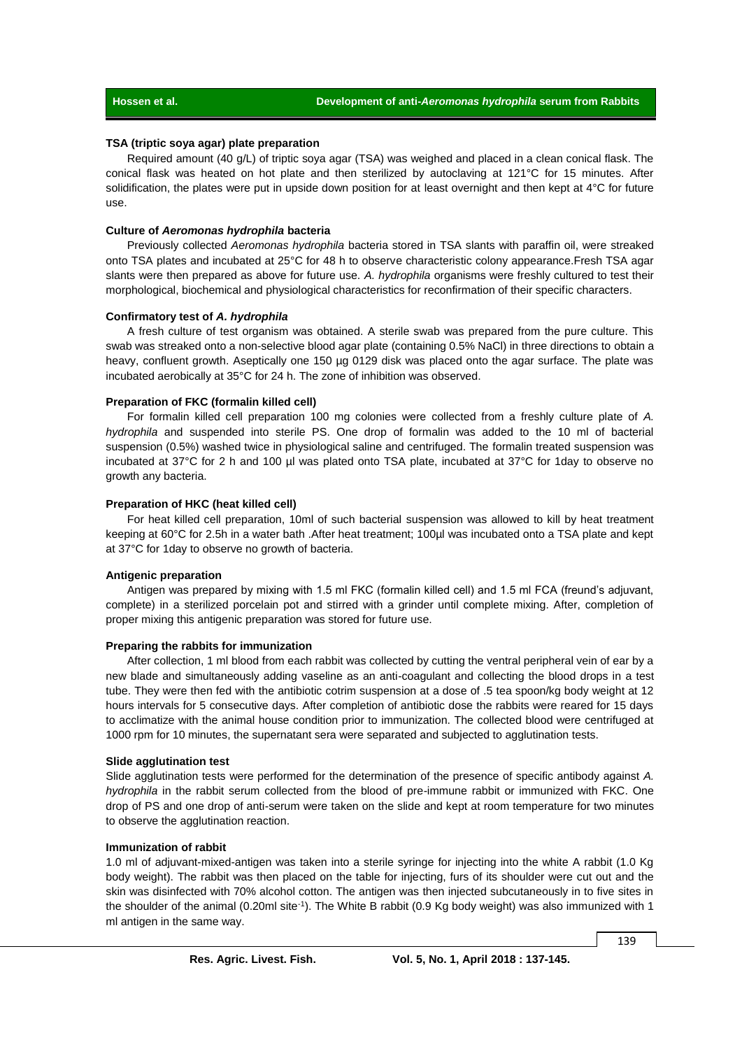**TSA (triptic soya agar) plate preparation**

Required amount (40 g/L) of triptic soya agar (TSA) was weighed and placed in a clean conical flask. The conical flask was heated on hot plate and then sterilized by autoclaving at 121°C for 15 minutes. After solidification, the plates were put in upside down position for at least overnight and then kept at 4°C for future use.

**Culture of *Aeromonas hydrophila* bacteria**

Previously collected *Aeromonas hydrophila* bacteria stored in TSA slants with paraffin oil, were streaked onto TSA plates and incubated at 25°C for 48 h to observe characteristic colony appearance.Fresh TSA agar slants were then prepared as above for future use. *A. hydrophila* organisms were freshly cultured to test their morphological, biochemical and physiological characteristics for reconfirmation of their specific characters.

**Confirmatory test of *A. hydrophila***

A fresh culture of test organism was obtained. A sterile swab was prepared from the pure culture. This swab was streaked onto a non-selective blood agar plate (containing 0.5% NaCl) in three directions to obtain a heavy, confluent growth. Aseptically one 150 µg 0129 disk was placed onto the agar surface. The plate was incubated aerobically at 35°C for 24 h. The zone of inhibition was observed.

**Preparation of FKC (formalin killed cell)**

For formalin killed cell preparation 100 mg colonies were collected from a freshly culture plate of *A. hydrophila* and suspended into sterile PS. One drop of formalin was added to the 10 ml of bacterial suspension (0.5%) washed twice in physiological saline and centrifuged. The formalin treated suspension was incubated at 37°C for 2 h and 100 µl was plated onto TSA plate, incubated at 37°C for 1day to observe no growth any bacteria.

**Preparation of HKC (heat killed cell)**

For heat killed cell preparation, 10ml of such bacterial suspension was allowed to kill by heat treatment keeping at 60°C for 2.5h in a water bath .After heat treatment; 100µl was incubated onto a TSA plate and kept at 37°C for 1day to observe no growth of bacteria.

**Antigenic preparation**

Antigen was prepared by mixing with 1.5 ml FKC (formalin killed cell) and 1.5 ml FCA (freund's adjuvant, complete) in a sterilized porcelain pot and stirred with a grinder until complete mixing. After, completion of proper mixing this antigenic preparation was stored for future use.

**Preparing the rabbits for immunization**

After collection, 1 ml blood from each rabbit was collected by cutting the ventral peripheral vein of ear by a new blade and simultaneously adding vaseline as an anti-coagulant and collecting the blood drops in a test tube. They were then fed with the antibiotic cotrim suspension at a dose of .5 tea spoon/kg body weight at 12 hours intervals for 5 consecutive days. After completion of antibiotic dose the rabbits were reared for 15 days to acclimatize with the animal house condition prior to immunization. The collected blood were centrifuged at 1000 rpm for 10 minutes, the supernatant sera were separated and subjected to agglutination tests.

**Slide agglutination test**

Slide agglutination tests were performed for the determination of the presence of specific antibody against *A. hydrophila* in the rabbit serum collected from the blood of pre-immune rabbit or immunized with FKC. One drop of PS and one drop of anti-serum were taken on the slide and kept at room temperature for two minutes to observe the agglutination reaction.

**Immunization of rabbit**

1.0 ml of adjuvant-mixed-antigen was taken into a sterile syringe for injecting into the white A rabbit (1.0 Kg body weight). The rabbit was then placed on the table for injecting, furs of its shoulder were cut out and the skin was disinfected with 70% alcohol cotton. The antigen was then injected subcutaneously in to five sites in the shoulder of the animal (0.20ml site$^{-1}$). The White B rabbit (0.9 Kg body weight) was also immunized with 1 ml antigen in the same way.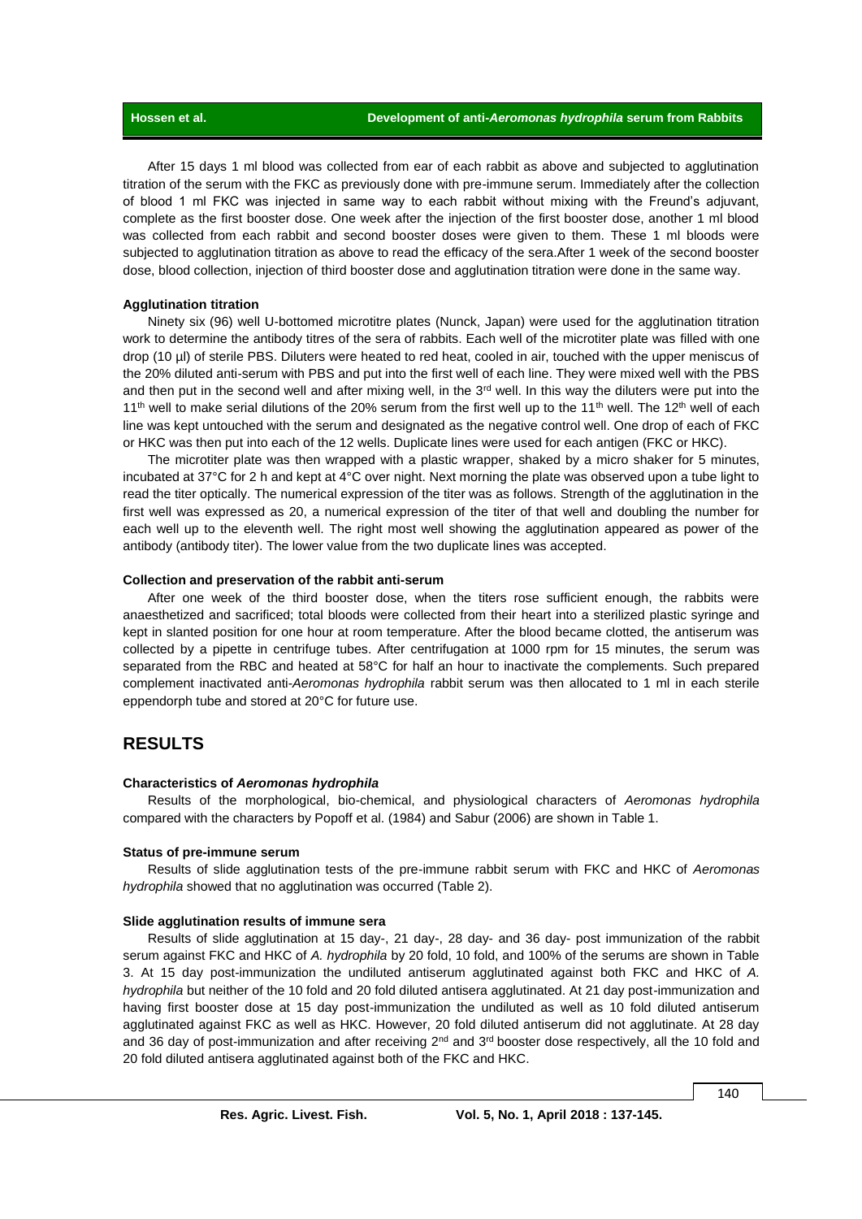After 15 days 1 ml blood was collected from ear of each rabbit as above and subjected to agglutination titration of the serum with the FKC as previously done with pre-immune serum. Immediately after the collection of blood 1 ml FKC was injected in same way to each rabbit without mixing with the Freund's adjuvant, complete as the first booster dose. One week after the injection of the first booster dose, another 1 ml blood was collected from each rabbit and second booster doses were given to them. These 1 ml bloods were subjected to agglutination titration as above to read the efficacy of the sera.After 1 week of the second booster dose, blood collection, injection of third booster dose and agglutination titration were done in the same way.

#### Agglutination titration

Ninety six (96) well U-bottomed microtitre plates (Nunck, Japan) were used for the agglutination titration work to determine the antibody titres of the sera of rabbits. Each well of the microtiter plate was filled with one drop (10 µl) of sterile PBS. Diluters were heated to red heat, cooled in air, touched with the upper meniscus of the 20% diluted anti-serum with PBS and put into the first well of each line. They were mixed well with the PBS and then put in the second well and after mixing well, in the 3rd well. In this way the diluters were put into the 11th well to make serial dilutions of the 20% serum from the first well up to the 11th well. The 12th well of each line was kept untouched with the serum and designated as the negative control well. One drop of each of FKC or HKC was then put into each of the 12 wells. Duplicate lines were used for each antigen (FKC or HKC).

The microtiter plate was then wrapped with a plastic wrapper, shaked by a micro shaker for 5 minutes, incubated at 37°C for 2 h and kept at 4°C over night. Next morning the plate was observed upon a tube light to read the titer optically. The numerical expression of the titer was as follows. Strength of the agglutination in the first well was expressed as 20, a numerical expression of the titer of that well and doubling the number for each well up to the eleventh well. The right most well showing the agglutination appeared as power of the antibody (antibody titer). The lower value from the two duplicate lines was accepted.

#### Collection and preservation of the rabbit anti-serum

After one week of the third booster dose, when the titers rose sufficient enough, the rabbits were anaesthetized and sacrificed; total bloods were collected from their heart into a sterilized plastic syringe and kept in slanted position for one hour at room temperature. After the blood became clotted, the antiserum was collected by a pipette in centrifuge tubes. After centrifugation at 1000 rpm for 15 minutes, the serum was separated from the RBC and heated at 58°C for half an hour to inactivate the complements. Such prepared complement inactivated anti-*Aeromonas hydrophila* rabbit serum was then allocated to 1 ml in each sterile eppendorph tube and stored at 20°C for future use.

## RESULTS

#### Characteristics of *Aeromonas hydrophila*

Results of the morphological, bio-chemical, and physiological characters of *Aeromonas hydrophila* compared with the characters by Popoff et al. (1984) and Sabur (2006) are shown in Table 1.

#### Status of pre-immune serum

Results of slide agglutination tests of the pre-immune rabbit serum with FKC and HKC of *Aeromonas hydrophila* showed that no agglutination was occurred (Table 2).

#### Slide agglutination results of immune sera

Results of slide agglutination at 15 day-, 21 day-, 28 day- and 36 day- post immunization of the rabbit serum against FKC and HKC of *A. hydrophila* by 20 fold, 10 fold, and 100% of the serums are shown in Table 3. At 15 day post-immunization the undiluted antiserum agglutinated against both FKC and HKC of *A. hydrophila* but neither of the 10 fold and 20 fold diluted antisera agglutinated. At 21 day post-immunization and having first booster dose at 15 day post-immunization the undiluted as well as 10 fold diluted antiserum agglutinated against FKC as well as HKC. However, 20 fold diluted antiserum did not agglutinate. At 28 day and 36 day of post-immunization and after receiving 2nd and 3rd booster dose respectively, all the 10 fold and 20 fold diluted antisera agglutinated against both of the FKC and HKC.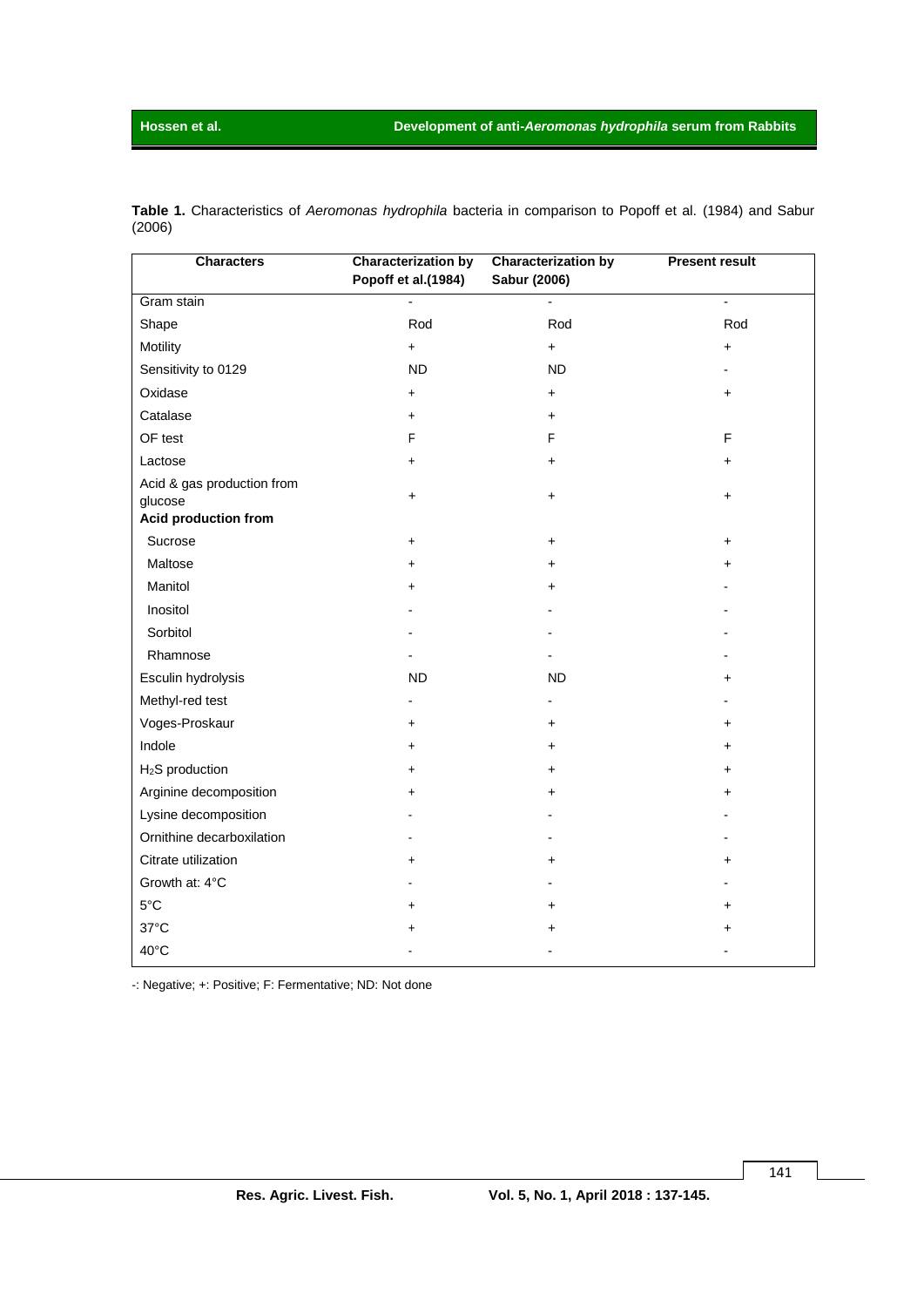**Table 1.** Characteristics of *Aeromonas hydrophila* bacteria in comparison to Popoff et al. (1984) and Sabur (2006)

| Characters | Characterization by Popoff et al.(1984) | Characterization by Sabur (2006) | Present result |
|---|---|---|---|
| Gram stain | - | - | - |
| Shape | Rod | Rod | Rod |
| Motility | + | + | + |
| Sensitivity to 0129 | ND | ND | - |
| Oxidase | + | + | + |
| Catalase | + | + | |
| OF test | F | F | F |
| Lactose | + | + | + |
| Acid & gas production from glucose | + | + | + |
| **Acid production from** | | | |
| Sucrose | + | + | + |
| Maltose | + | + | + |
| Manitol | + | + | - |
| Inositol | - | - | - |
| Sorbitol | - | - | - |
| Rhamnose | - | - | - |
| Esculin hydrolysis | ND | ND | + |
| Methyl-red test | - | - | - |
| Voges-Proskaur | + | + | + |
| Indole | + | + | + |
| $H_2S$ production | + | + | + |
| Arginine decomposition | + | + | + |
| Lysine decomposition | - | - | - |
| Ornithine decarboxilation | - | - | - |
| Citrate utilization | + | + | + |
| Growth at: 4°C | - | - | - |
| 5°C | + | + | + |
| 37°C | + | + | + |
| 40°C | - | - | - |

-: Negative; +: Positive; F: Fermentative; ND: Not done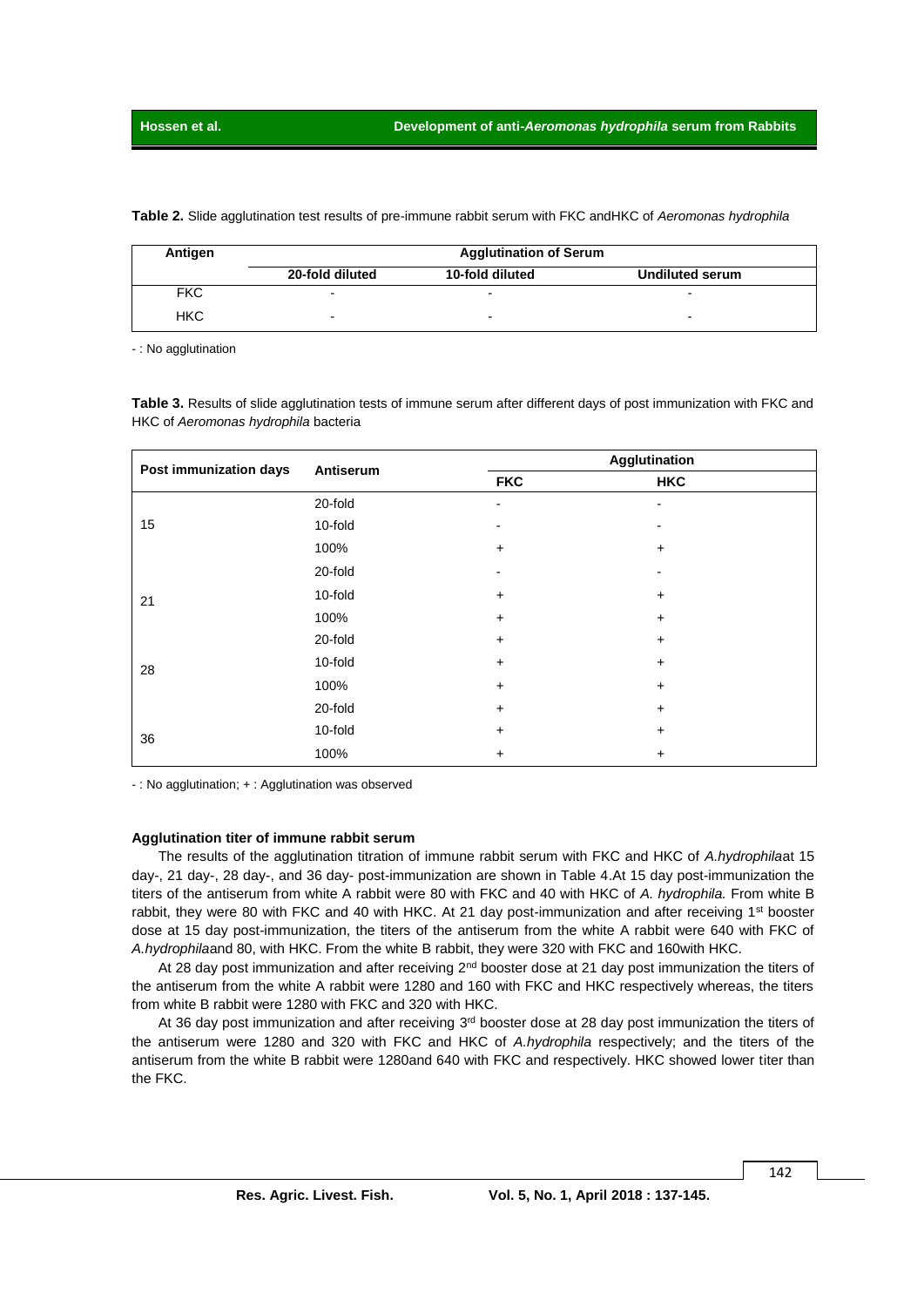**Table 2.** Slide agglutination test results of pre-immune rabbit serum with FKC andHKC of *Aeromonas hydrophila*

| Antigen | Agglutination of Serum | | |
|---|---|---|---|
| | 20-fold diluted | 10-fold diluted | Undiluted serum |
| FKC | - | - | - |
| HKC | - | - | - |

- : No agglutination

**Table 3.** Results of slide agglutination tests of immune serum after different days of post immunization with FKC and HKC of *Aeromonas hydrophila* bacteria

| Post immunization days | Antiserum | Agglutination | |
|---|---|---|---|
| | | FKC | HKC |
| 15 | 20-fold | - | - |
| | 10-fold | - | - |
| | 100% | + | + |
| 21 | 20-fold | - | - |
| | 10-fold | + | + |
| | 100% | + | + |
| 28 | 20-fold | + | + |
| | 10-fold | + | + |
| | 100% | + | + |
| 36 | 20-fold | + | + |
| | 10-fold | + | + |
| | 100% | + | + |

- : No agglutination; + : Agglutination was observed

**Agglutination titer of immune rabbit serum**

The results of the agglutination titration of immune rabbit serum with FKC and HKC of *A.hydrophila*at 15 day-, 21 day-, 28 day-, and 36 day- post-immunization are shown in Table 4.At 15 day post-immunization the titers of the antiserum from white A rabbit were 80 with FKC and 40 with HKC of *A. hydrophila.* From white B rabbit, they were 80 with FKC and 40 with HKC. At 21 day post-immunization and after receiving 1st booster dose at 15 day post-immunization, the titers of the antiserum from the white A rabbit were 640 with FKC of *A.hydrophila*and 80, with HKC. From the white B rabbit, they were 320 with FKC and 160with HKC.

At 28 day post immunization and after receiving 2nd booster dose at 21 day post immunization the titers of the antiserum from the white A rabbit were 1280 and 160 with FKC and HKC respectively whereas, the titers from white B rabbit were 1280 with FKC and 320 with HKC.

At 36 day post immunization and after receiving 3rd booster dose at 28 day post immunization the titers of the antiserum were 1280 and 320 with FKC and HKC of *A.hydrophila* respectively; and the titers of the antiserum from the white B rabbit were 1280and 640 with FKC and respectively. HKC showed lower titer than the FKC.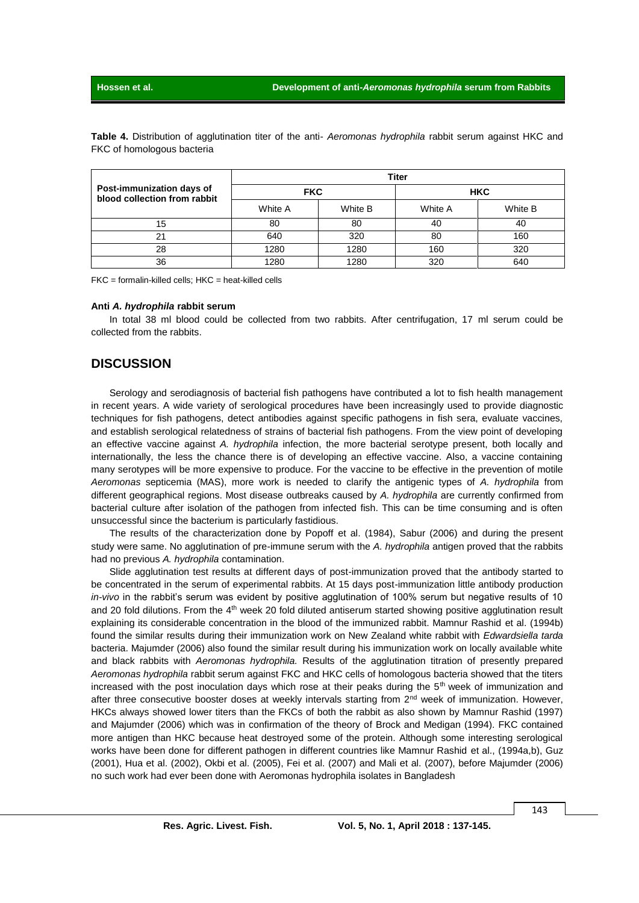**Table 4.** Distribution of agglutination titer of the anti- *Aeromonas hydrophila* rabbit serum against HKC and FKC of homologous bacteria

| Post-immunization days of blood collection from rabbit | Titer | | | |
|---|---|---|---|---|
| | FKC | | HKC | |
| | White A | White B | White A | White B |
| 15 | 80 | 80 | 40 | 40 |
| 21 | 640 | 320 | 80 | 160 |
| 28 | 1280 | 1280 | 160 | 320 |
| 36 | 1280 | 1280 | 320 | 640 |

FKC = formalin-killed cells; HKC = heat-killed cells

#### Anti *A. hydrophila* rabbit serum

In total 38 ml blood could be collected from two rabbits. After centrifugation, 17 ml serum could be collected from the rabbits.

## DISCUSSION

Serology and serodiagnosis of bacterial fish pathogens have contributed a lot to fish health management in recent years. A wide variety of serological procedures have been increasingly used to provide diagnostic techniques for fish pathogens, detect antibodies against specific pathogens in fish sera, evaluate vaccines, and establish serological relatedness of strains of bacterial fish pathogens. From the view point of developing an effective vaccine against *A. hydrophila* infection, the more bacterial serotype present, both locally and internationally, the less the chance there is of developing an effective vaccine. Also, a vaccine containing many serotypes will be more expensive to produce. For the vaccine to be effective in the prevention of motile *Aeromonas* septicemia (MAS), more work is needed to clarify the antigenic types of *A. hydrophila* from different geographical regions. Most disease outbreaks caused by *A. hydrophila* are currently confirmed from bacterial culture after isolation of the pathogen from infected fish. This can be time consuming and is often unsuccessful since the bacterium is particularly fastidious.

The results of the characterization done by Popoff et al. (1984), Sabur (2006) and during the present study were same. No agglutination of pre-immune serum with the *A. hydrophila* antigen proved that the rabbits had no previous *A. hydrophila* contamination.

Slide agglutination test results at different days of post-immunization proved that the antibody started to be concentrated in the serum of experimental rabbits. At 15 days post-immunization little antibody production *in-vivo* in the rabbit's serum was evident by positive agglutination of 100% serum but negative results of 10 and 20 fold dilutions. From the 4th week 20 fold diluted antiserum started showing positive agglutination result explaining its considerable concentration in the blood of the immunized rabbit. Mamnur Rashid et al. (1994b) found the similar results during their immunization work on New Zealand white rabbit with *Edwardsiella tarda* bacteria. Majumder (2006) also found the similar result during his immunization work on locally available white and black rabbits with *Aeromonas hydrophila.* Results of the agglutination titration of presently prepared *Aeromonas hydrophila* rabbit serum against FKC and HKC cells of homologous bacteria showed that the titers increased with the post inoculation days which rose at their peaks during the 5th week of immunization and after three consecutive booster doses at weekly intervals starting from 2nd week of immunization. However, HKCs always showed lower titers than the FKCs of both the rabbit as also shown by Mamnur Rashid (1997) and Majumder (2006) which was in confirmation of the theory of Brock and Medigan (1994). FKC contained more antigen than HKC because heat destroyed some of the protein. Although some interesting serological works have been done for different pathogen in different countries like Mamnur Rashid et al., (1994a,b), Guz (2001), Hua et al. (2002), Okbi et al. (2005), Fei et al. (2007) and Mali et al. (2007), before Majumder (2006) no such work had ever been done with Aeromonas hydrophila isolates in Bangladesh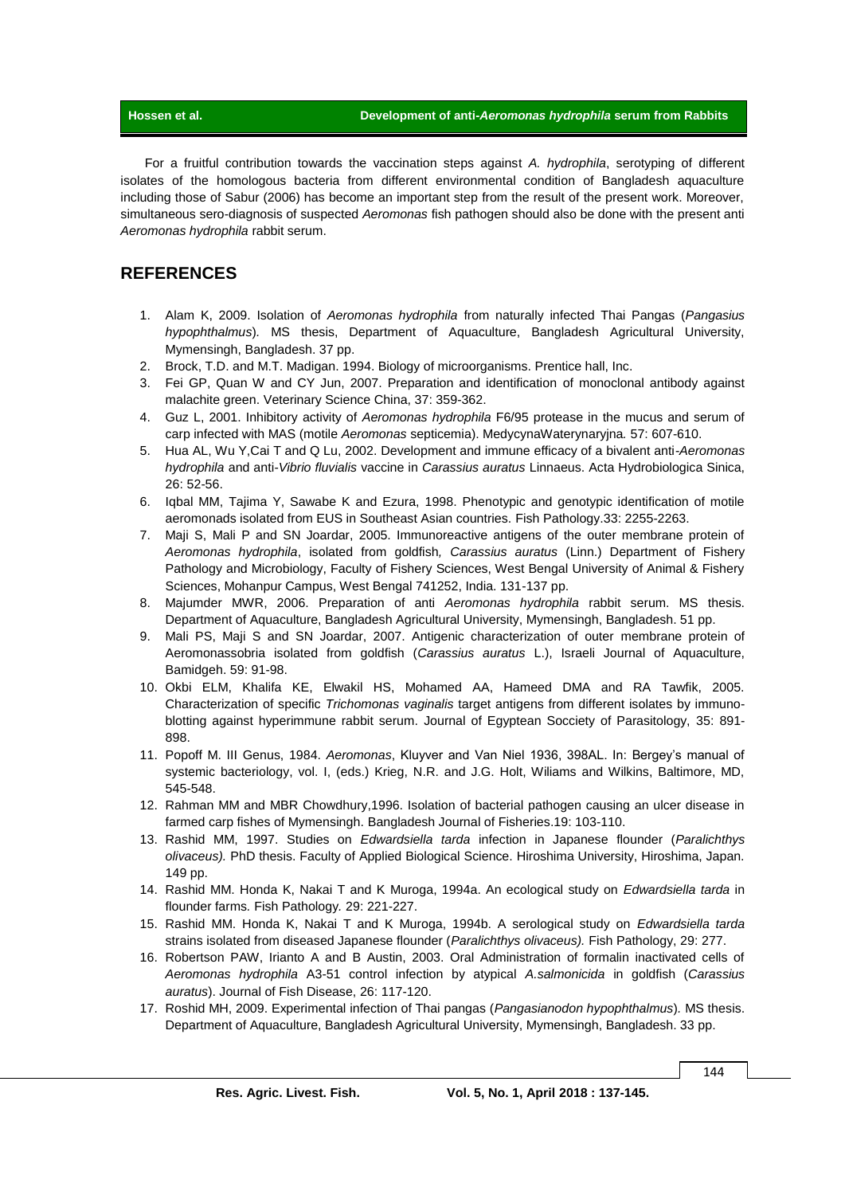For a fruitful contribution towards the vaccination steps against *A. hydrophila*, serotyping of different isolates of the homologous bacteria from different environmental condition of Bangladesh aquaculture including those of Sabur (2006) has become an important step from the result of the present work. Moreover, simultaneous sero-diagnosis of suspected *Aeromonas* fish pathogen should also be done with the present anti *Aeromonas hydrophila* rabbit serum.

## REFERENCES

1. Alam K, 2009. Isolation of *Aeromonas hydrophila* from naturally infected Thai Pangas (*Pangasius hypophthalmus*). MS thesis, Department of Aquaculture, Bangladesh Agricultural University, Mymensingh, Bangladesh. 37 pp.
2. Brock, T.D. and M.T. Madigan. 1994. Biology of microorganisms. Prentice hall, Inc.
3. Fei GP, Quan W and CY Jun, 2007. Preparation and identification of monoclonal antibody against malachite green. Veterinary Science China, 37: 359-362.
4. Guz L, 2001. Inhibitory activity of *Aeromonas hydrophila* F6/95 protease in the mucus and serum of carp infected with MAS (motile *Aeromonas* septicemia). MedycynaWaterynaryjna*.* 57: 607-610.
5. Hua AL, Wu Y,Cai T and Q Lu, 2002. Development and immune efficacy of a bivalent anti-*Aeromonas hydrophila* and anti-*Vibrio fluvialis* vaccine in *Carassius auratus* Linnaeus. Acta Hydrobiologica Sinica, 26: 52-56.
6. Iqbal MM, Tajima Y, Sawabe K and Ezura, 1998. Phenotypic and genotypic identification of motile aeromonads isolated from EUS in Southeast Asian countries. Fish Pathology.33: 2255-2263.
7. Maji S, Mali P and SN Joardar, 2005. Immunoreactive antigens of the outer membrane protein of *Aeromonas hydrophila*, isolated from goldfish*, Carassius auratus* (Linn.) Department of Fishery Pathology and Microbiology, Faculty of Fishery Sciences, West Bengal University of Animal & Fishery Sciences, Mohanpur Campus, West Bengal 741252, India. 131-137 pp.
8. Majumder MWR, 2006. Preparation of anti *Aeromonas hydrophila* rabbit serum. MS thesis. Department of Aquaculture, Bangladesh Agricultural University, Mymensingh, Bangladesh. 51 pp.
9. Mali PS, Maji S and SN Joardar, 2007. Antigenic characterization of outer membrane protein of Aeromonassobria isolated from goldfish (*Carassius auratus* L.), Israeli Journal of Aquaculture, Bamidgeh. 59: 91-98.
10. Okbi ELM, Khalifa KE, Elwakil HS, Mohamed AA, Hameed DMA and RA Tawfik, 2005. Characterization of specific *Trichomonas vaginalis* target antigens from different isolates by immuno-blotting against hyperimmune rabbit serum. Journal of Egyptean Socciety of Parasitology, 35: 891-898.
11. Popoff M. III Genus, 1984. *Aeromonas*, Kluyver and Van Niel 1936, 398AL. In: Bergey's manual of systemic bacteriology, vol. I, (eds.) Krieg, N.R. and J.G. Holt, Wiliams and Wilkins, Baltimore, MD, 545-548.
12. Rahman MM and MBR Chowdhury,1996. Isolation of bacterial pathogen causing an ulcer disease in farmed carp fishes of Mymensingh. Bangladesh Journal of Fisheries.19: 103-110.
13. Rashid MM, 1997. Studies on *Edwardsiella tarda* infection in Japanese flounder (*Paralichthys olivaceus).* PhD thesis. Faculty of Applied Biological Science. Hiroshima University, Hiroshima, Japan. 149 pp.
14. Rashid MM. Honda K, Nakai T and K Muroga, 1994a. An ecological study on *Edwardsiella tarda* in flounder farms*.* Fish Pathology*.* 29: 221-227.
15. Rashid MM. Honda K, Nakai T and K Muroga, 1994b. A serological study on *Edwardsiella tarda* strains isolated from diseased Japanese flounder (*Paralichthys olivaceus).* Fish Pathology, 29: 277.
16. Robertson PAW, Irianto A and B Austin, 2003. Oral Administration of formalin inactivated cells of *Aeromonas hydrophila* A3-51 control infection by atypical *A.salmonicida* in goldfish (*Carassius auratus*). Journal of Fish Disease, 26: 117-120.
17. Roshid MH, 2009. Experimental infection of Thai pangas (*Pangasianodon hypophthalmus*)*.* MS thesis. Department of Aquaculture, Bangladesh Agricultural University, Mymensingh, Bangladesh. 33 pp.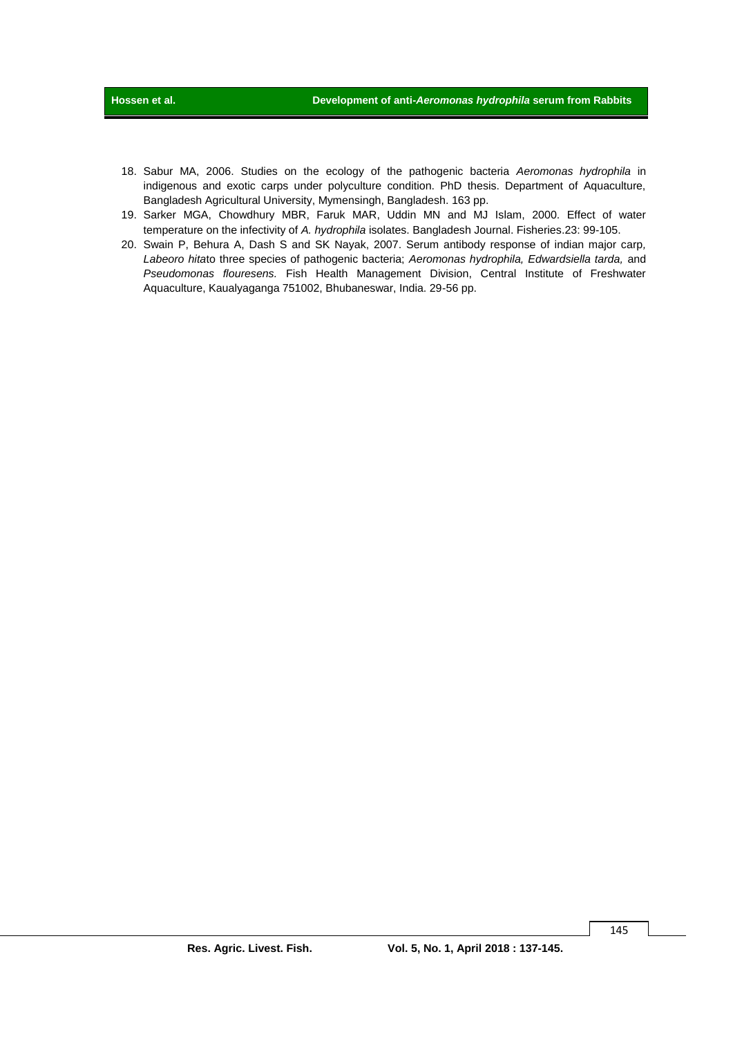18. Sabur MA, 2006. Studies on the ecology of the pathogenic bacteria *Aeromonas hydrophila* in indigenous and exotic carps under polyculture condition. PhD thesis. Department of Aquaculture, Bangladesh Agricultural University, Mymensingh, Bangladesh. 163 pp.
19. Sarker MGA, Chowdhury MBR, Faruk MAR, Uddin MN and MJ Islam, 2000. Effect of water temperature on the infectivity of *A. hydrophila* isolates. Bangladesh Journal. Fisheries.23: 99-105.
20. Swain P, Behura A, Dash S and SK Nayak, 2007. Serum antibody response of indian major carp, *Labeoro hita*to three species of pathogenic bacteria; *Aeromonas hydrophila, Edwardsiella tarda,* and *Pseudomonas flouresens.* Fish Health Management Division, Central Institute of Freshwater Aquaculture, Kaualyaganga 751002, Bhubaneswar, India. 29-56 pp.